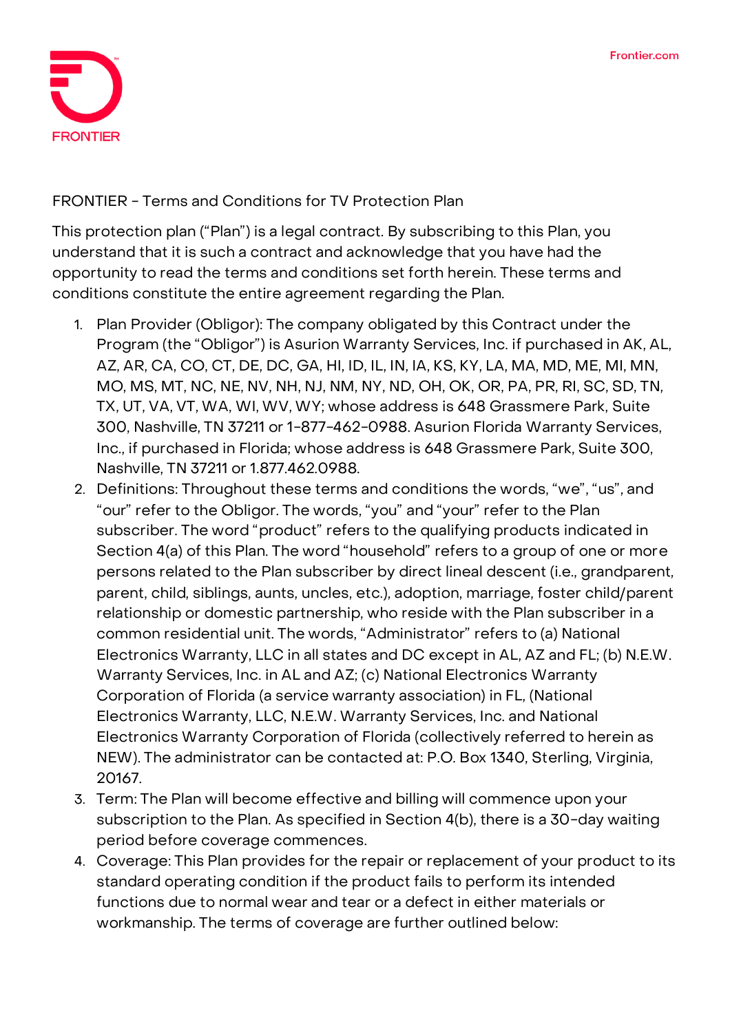FRONTIER

Frontier.com

# FRONTIER - Terms and Conditions for TV Protection Plan

This protection plan ("Plan") is a legal contract. By subscribing to this Plan, you understand that it is such a contract and acknowledge that you have had the opportunity to read the terms and conditions set forth herein. These terms and conditions constitute the entire agreement regarding the Plan.

1. Plan Provider (Obligor): The company obligated by this Contract under the Program (the "Obligor") is Asurion Warranty Services, Inc. if purchased in AK, AL, AZ, AR, CA, CO, CT, DE, DC, GA, HI, ID, IL, IN, IA, KS, KY, LA, MA, MD, ME, MI, MN, MO, MS, MT, NC, NE, NV, NH, NJ, NM, NY, ND, OH, OK, OR, PA, PR, RI, SC, SD, TN, TX, UT, VA, VT, WA, WI, WV, WY; whose address is 648 Grassmere Park, Suite 300, Nashville, TN 37211 or 1-877-462-0988. Asurion Florida Warranty Services, Inc., if purchased in Florida; whose address is 648 Grassmere Park, Suite 300, Nashville, TN 37211 or 1.877.462.0988.
2. Definitions: Throughout these terms and conditions the words, "we", "us", and "our" refer to the Obligor. The words, "you" and "your" refer to the Plan subscriber. The word "product" refers to the qualifying products indicated in Section 4(a) of this Plan. The word "household" refers to a group of one or more persons related to the Plan subscriber by direct lineal descent (i.e., grandparent, parent, child, siblings, aunts, uncles, etc.), adoption, marriage, foster child/parent relationship or domestic partnership, who reside with the Plan subscriber in a common residential unit. The words, "Administrator" refers to (a) National Electronics Warranty, LLC in all states and DC except in AL, AZ and FL; (b) N.E.W. Warranty Services, Inc. in AL and AZ; (c) National Electronics Warranty Corporation of Florida (a service warranty association) in FL, (National Electronics Warranty, LLC, N.E.W. Warranty Services, Inc. and National Electronics Warranty Corporation of Florida (collectively referred to herein as NEW). The administrator can be contacted at: P.O. Box 1340, Sterling, Virginia, 20167.
3. Term: The Plan will become effective and billing will commence upon your subscription to the Plan. As specified in Section 4(b), there is a 30-day waiting period before coverage commences.
4. Coverage: This Plan provides for the repair or replacement of your product to its standard operating condition if the product fails to perform its intended functions due to normal wear and tear or a defect in either materials or workmanship. The terms of coverage are further outlined below: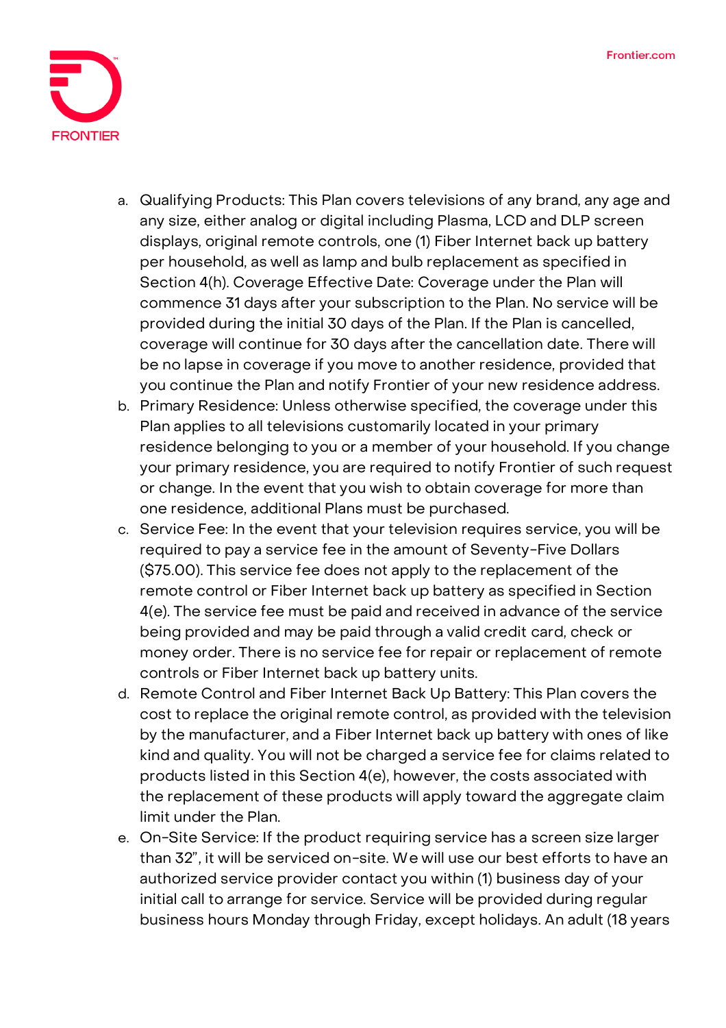a. Qualifying Products: This Plan covers televisions of any brand, any age and any size, either analog or digital including Plasma, LCD and DLP screen displays, original remote controls, one (1) Fiber Internet back up battery per household, as well as lamp and bulb replacement as specified in Section 4(h). Coverage Effective Date: Coverage under the Plan will commence 31 days after your subscription to the Plan. No service will be provided during the initial 30 days of the Plan. If the Plan is cancelled, coverage will continue for 30 days after the cancellation date. There will be no lapse in coverage if you move to another residence, provided that you continue the Plan and notify Frontier of your new residence address.
b. Primary Residence: Unless otherwise specified, the coverage under this Plan applies to all televisions customarily located in your primary residence belonging to you or a member of your household. If you change your primary residence, you are required to notify Frontier of such request or change. In the event that you wish to obtain coverage for more than one residence, additional Plans must be purchased.
c. Service Fee: In the event that your television requires service, you will be required to pay a service fee in the amount of Seventy-Five Dollars ($75.00). This service fee does not apply to the replacement of the remote control or Fiber Internet back up battery as specified in Section 4(e). The service fee must be paid and received in advance of the service being provided and may be paid through a valid credit card, check or money order. There is no service fee for repair or replacement of remote controls or Fiber Internet back up battery units.
d. Remote Control and Fiber Internet Back Up Battery: This Plan covers the cost to replace the original remote control, as provided with the television by the manufacturer, and a Fiber Internet back up battery with ones of like kind and quality. You will not be charged a service fee for claims related to products listed in this Section 4(e), however, the costs associated with the replacement of these products will apply toward the aggregate claim limit under the Plan.
e. On-Site Service: If the product requiring service has a screen size larger than 32", it will be serviced on-site. We will use our best efforts to have an authorized service provider contact you within (1) business day of your initial call to arrange for service. Service will be provided during regular business hours Monday through Friday, except holidays. An adult (18 years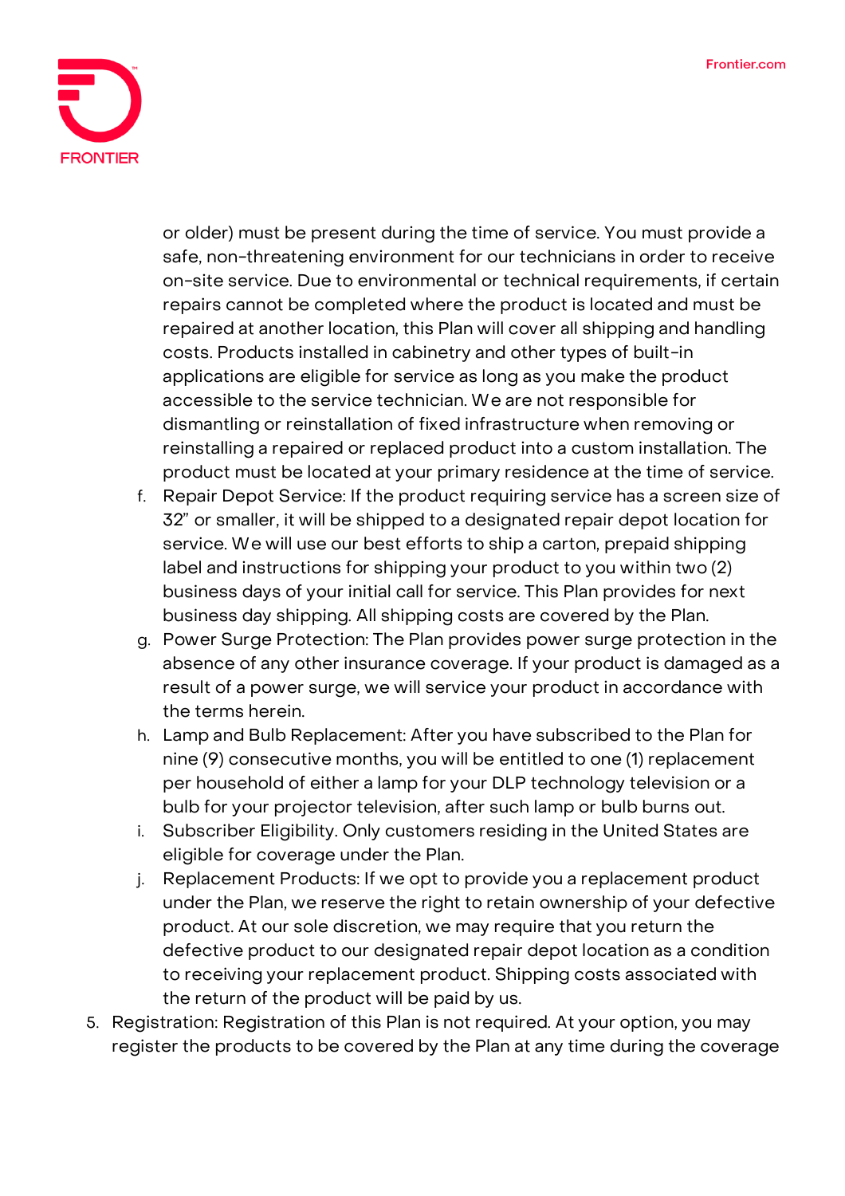or older) must be present during the time of service. You must provide a safe, non-threatening environment for our technicians in order to receive on-site service. Due to environmental or technical requirements, if certain repairs cannot be completed where the product is located and must be repaired at another location, this Plan will cover all shipping and handling costs. Products installed in cabinetry and other types of built-in applications are eligible for service as long as you make the product accessible to the service technician. We are not responsible for dismantling or reinstallation of fixed infrastructure when removing or reinstalling a repaired or replaced product into a custom installation. The product must be located at your primary residence at the time of service.

f. Repair Depot Service: If the product requiring service has a screen size of 32" or smaller, it will be shipped to a designated repair depot location for service. We will use our best efforts to ship a carton, prepaid shipping label and instructions for shipping your product to you within two (2) business days of your initial call for service. This Plan provides for next business day shipping. All shipping costs are covered by the Plan.

g. Power Surge Protection: The Plan provides power surge protection in the absence of any other insurance coverage. If your product is damaged as a result of a power surge, we will service your product in accordance with the terms herein.

h. Lamp and Bulb Replacement: After you have subscribed to the Plan for nine (9) consecutive months, you will be entitled to one (1) replacement per household of either a lamp for your DLP technology television or a bulb for your projector television, after such lamp or bulb burns out.

i. Subscriber Eligibility. Only customers residing in the United States are eligible for coverage under the Plan.

j. Replacement Products: If we opt to provide you a replacement product under the Plan, we reserve the right to retain ownership of your defective product. At our sole discretion, we may require that you return the defective product to our designated repair depot location as a condition to receiving your replacement product. Shipping costs associated with the return of the product will be paid by us.

5. Registration: Registration of this Plan is not required. At your option, you may register the products to be covered by the Plan at any time during the coverage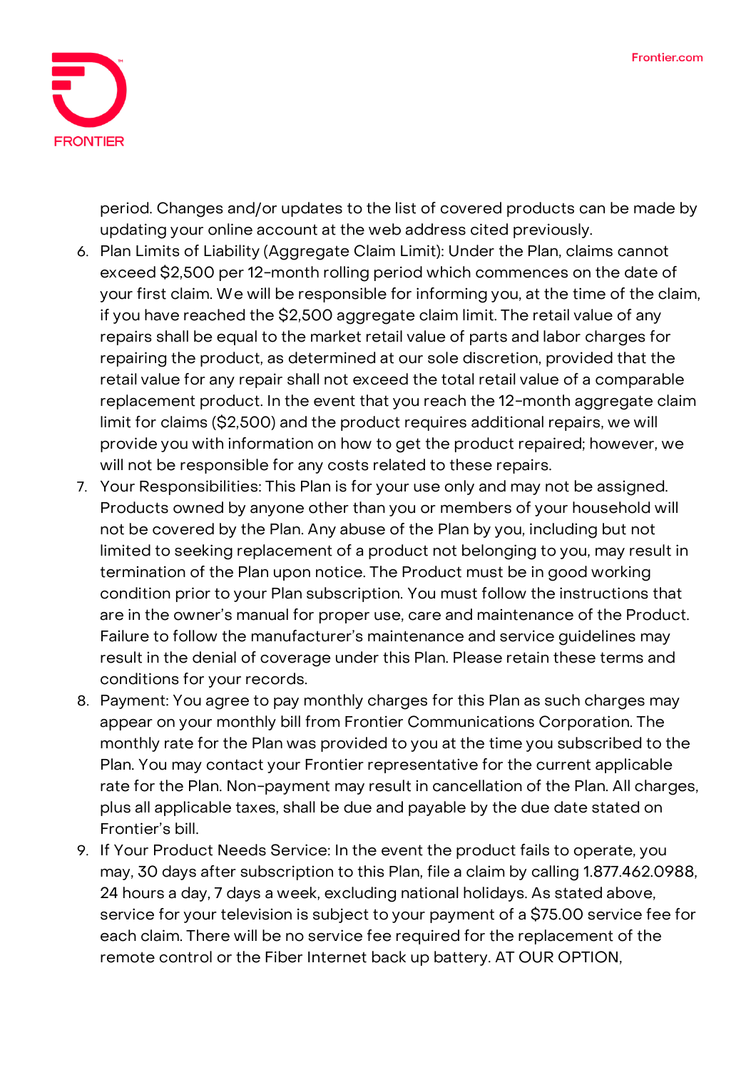period. Changes and/or updates to the list of covered products can be made by updating your online account at the web address cited previously.

6. Plan Limits of Liability (Aggregate Claim Limit): Under the Plan, claims cannot exceed $2,500 per 12-month rolling period which commences on the date of your first claim. We will be responsible for informing you, at the time of the claim, if you have reached the $2,500 aggregate claim limit. The retail value of any repairs shall be equal to the market retail value of parts and labor charges for repairing the product, as determined at our sole discretion, provided that the retail value for any repair shall not exceed the total retail value of a comparable replacement product. In the event that you reach the 12-month aggregate claim limit for claims ($2,500) and the product requires additional repairs, we will provide you with information on how to get the product repaired; however, we will not be responsible for any costs related to these repairs.
7. Your Responsibilities: This Plan is for your use only and may not be assigned. Products owned by anyone other than you or members of your household will not be covered by the Plan. Any abuse of the Plan by you, including but not limited to seeking replacement of a product not belonging to you, may result in termination of the Plan upon notice. The Product must be in good working condition prior to your Plan subscription. You must follow the instructions that are in the owner's manual for proper use, care and maintenance of the Product. Failure to follow the manufacturer's maintenance and service guidelines may result in the denial of coverage under this Plan. Please retain these terms and conditions for your records.
8. Payment: You agree to pay monthly charges for this Plan as such charges may appear on your monthly bill from Frontier Communications Corporation. The monthly rate for the Plan was provided to you at the time you subscribed to the Plan. You may contact your Frontier representative for the current applicable rate for the Plan. Non-payment may result in cancellation of the Plan. All charges, plus all applicable taxes, shall be due and payable by the due date stated on Frontier's bill.
9. If Your Product Needs Service: In the event the product fails to operate, you may, 30 days after subscription to this Plan, file a claim by calling 1.877.462.0988, 24 hours a day, 7 days a week, excluding national holidays. As stated above, service for your television is subject to your payment of a $75.00 service fee for each claim. There will be no service fee required for the replacement of the remote control or the Fiber Internet back up battery. AT OUR OPTION,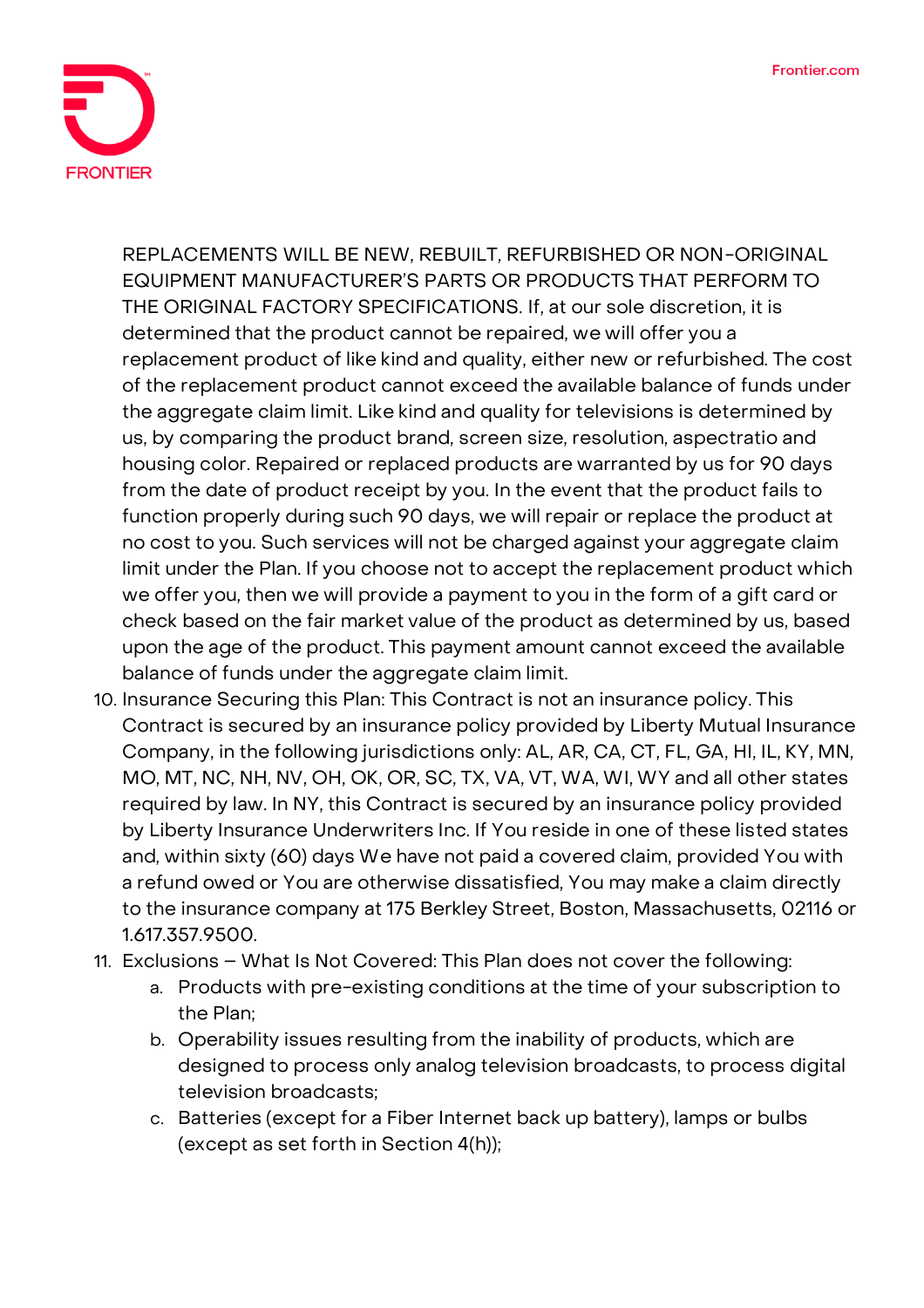REPLACEMENTS WILL BE NEW, REBUILT, REFURBISHED OR NON-ORIGINAL EQUIPMENT MANUFACTURER'S PARTS OR PRODUCTS THAT PERFORM TO THE ORIGINAL FACTORY SPECIFICATIONS. If, at our sole discretion, it is determined that the product cannot be repaired, we will offer you a replacement product of like kind and quality, either new or refurbished. The cost of the replacement product cannot exceed the available balance of funds under the aggregate claim limit. Like kind and quality for televisions is determined by us, by comparing the product brand, screen size, resolution, aspectratio and housing color. Repaired or replaced products are warranted by us for 90 days from the date of product receipt by you. In the event that the product fails to function properly during such 90 days, we will repair or replace the product at no cost to you. Such services will not be charged against your aggregate claim limit under the Plan. If you choose not to accept the replacement product which we offer you, then we will provide a payment to you in the form of a gift card or check based on the fair market value of the product as determined by us, based upon the age of the product. This payment amount cannot exceed the available balance of funds under the aggregate claim limit.

10. Insurance Securing this Plan: This Contract is not an insurance policy. This Contract is secured by an insurance policy provided by Liberty Mutual Insurance Company, in the following jurisdictions only: AL, AR, CA, CT, FL, GA, HI, IL, KY, MN, MO, MT, NC, NH, NV, OH, OK, OR, SC, TX, VA, VT, WA, WI, WY and all other states required by law. In NY, this Contract is secured by an insurance policy provided by Liberty Insurance Underwriters Inc. If You reside in one of these listed states and, within sixty (60) days We have not paid a covered claim, provided You with a refund owed or You are otherwise dissatisfied, You may make a claim directly to the insurance company at 175 Berkley Street, Boston, Massachusetts, 02116 or 1.617.357.9500.
11. Exclusions – What Is Not Covered: This Plan does not cover the following:
    a. Products with pre-existing conditions at the time of your subscription to the Plan;
    b. Operability issues resulting from the inability of products, which are designed to process only analog television broadcasts, to process digital television broadcasts;
    c. Batteries (except for a Fiber Internet back up battery), lamps or bulbs (except as set forth in Section 4(h));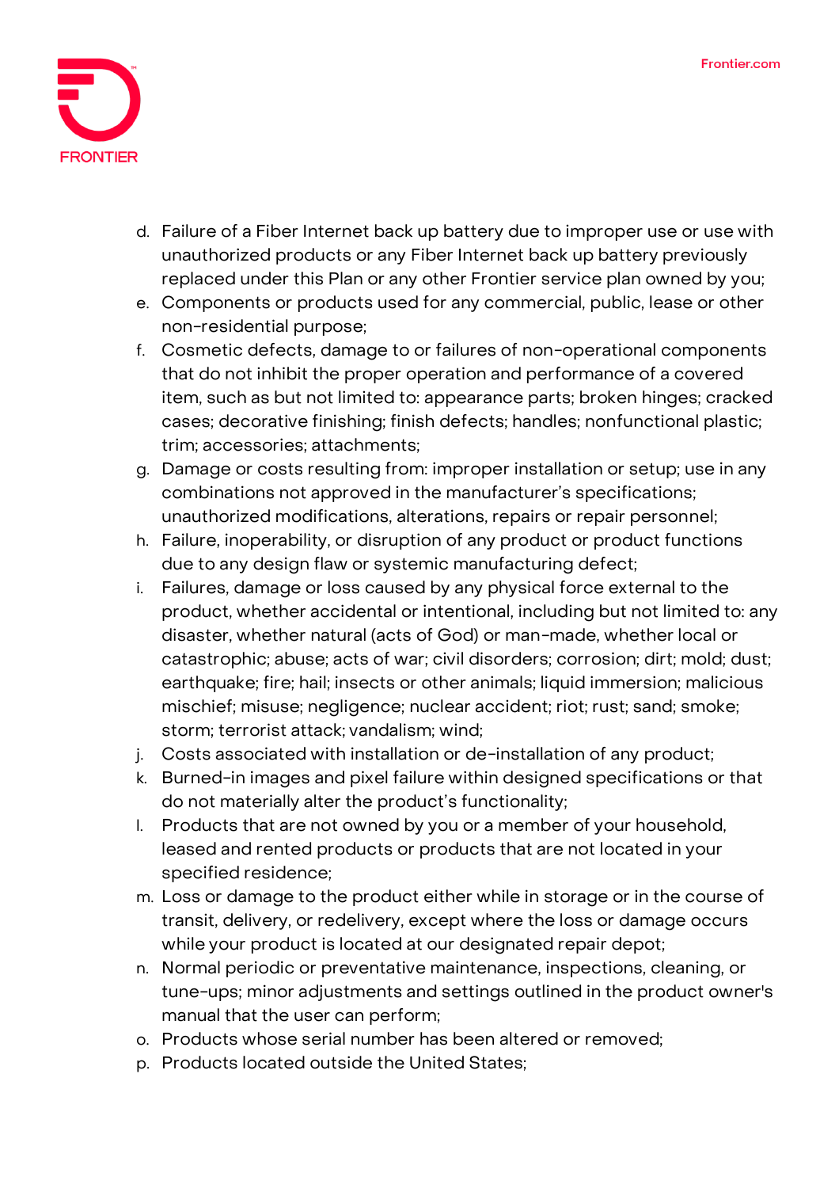d. Failure of a Fiber Internet back up battery due to improper use or use with unauthorized products or any Fiber Internet back up battery previously replaced under this Plan or any other Frontier service plan owned by you;
e. Components or products used for any commercial, public, lease or other non-residential purpose;
f. Cosmetic defects, damage to or failures of non-operational components that do not inhibit the proper operation and performance of a covered item, such as but not limited to: appearance parts; broken hinges; cracked cases; decorative finishing; finish defects; handles; nonfunctional plastic; trim; accessories; attachments;
g. Damage or costs resulting from: improper installation or setup; use in any combinations not approved in the manufacturer's specifications; unauthorized modifications, alterations, repairs or repair personnel;
h. Failure, inoperability, or disruption of any product or product functions due to any design flaw or systemic manufacturing defect;
i. Failures, damage or loss caused by any physical force external to the product, whether accidental or intentional, including but not limited to: any disaster, whether natural (acts of God) or man-made, whether local or catastrophic; abuse; acts of war; civil disorders; corrosion; dirt; mold; dust; earthquake; fire; hail; insects or other animals; liquid immersion; malicious mischief; misuse; negligence; nuclear accident; riot; rust; sand; smoke; storm; terrorist attack; vandalism; wind;
j. Costs associated with installation or de-installation of any product;
k. Burned-in images and pixel failure within designed specifications or that do not materially alter the product's functionality;
l. Products that are not owned by you or a member of your household, leased and rented products or products that are not located in your specified residence;
m. Loss or damage to the product either while in storage or in the course of transit, delivery, or redelivery, except where the loss or damage occurs while your product is located at our designated repair depot;
n. Normal periodic or preventative maintenance, inspections, cleaning, or tune-ups; minor adjustments and settings outlined in the product owner's manual that the user can perform;
o. Products whose serial number has been altered or removed;
p. Products located outside the United States;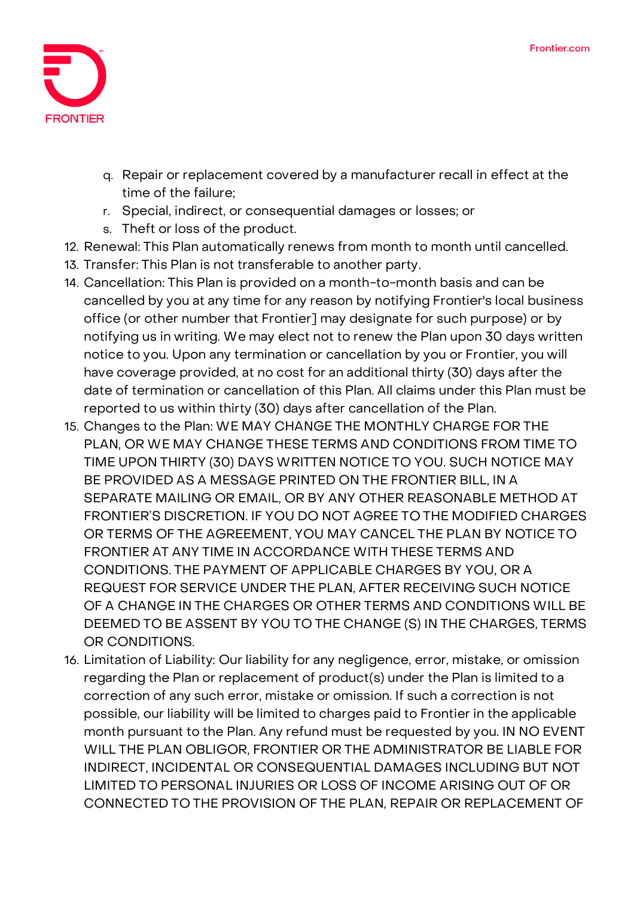q. Repair or replacement covered by a manufacturer recall in effect at the time of the failure;
r. Special, indirect, or consequential damages or losses; or
s. Theft or loss of the product.

12. Renewal: This Plan automatically renews from month to month until cancelled.
13. Transfer: This Plan is not transferable to another party.
14. Cancellation: This Plan is provided on a month-to-month basis and can be cancelled by you at any time for any reason by notifying Frontier's local business office (or other number that Frontier] may designate for such purpose) or by notifying us in writing. We may elect not to renew the Plan upon 30 days written notice to you. Upon any termination or cancellation by you or Frontier, you will have coverage provided, at no cost for an additional thirty (30) days after the date of termination or cancellation of this Plan. All claims under this Plan must be reported to us within thirty (30) days after cancellation of the Plan.
15. Changes to the Plan: WE MAY CHANGE THE MONTHLY CHARGE FOR THE PLAN, OR WE MAY CHANGE THESE TERMS AND CONDITIONS FROM TIME TO TIME UPON THIRTY (30) DAYS WRITTEN NOTICE TO YOU. SUCH NOTICE MAY BE PROVIDED AS A MESSAGE PRINTED ON THE FRONTIER BILL, IN A SEPARATE MAILING OR EMAIL, OR BY ANY OTHER REASONABLE METHOD AT FRONTIER'S DISCRETION. IF YOU DO NOT AGREE TO THE MODIFIED CHARGES OR TERMS OF THE AGREEMENT, YOU MAY CANCEL THE PLAN BY NOTICE TO FRONTIER AT ANY TIME IN ACCORDANCE WITH THESE TERMS AND CONDITIONS. THE PAYMENT OF APPLICABLE CHARGES BY YOU, OR A REQUEST FOR SERVICE UNDER THE PLAN, AFTER RECEIVING SUCH NOTICE OF A CHANGE IN THE CHARGES OR OTHER TERMS AND CONDITIONS WILL BE DEEMED TO BE ASSENT BY YOU TO THE CHANGE (S) IN THE CHARGES, TERMS OR CONDITIONS.
16. Limitation of Liability: Our liability for any negligence, error, mistake, or omission regarding the Plan or replacement of product(s) under the Plan is limited to a correction of any such error, mistake or omission. If such a correction is not possible, our liability will be limited to charges paid to Frontier in the applicable month pursuant to the Plan. Any refund must be requested by you. IN NO EVENT WILL THE PLAN OBLIGOR, FRONTIER OR THE ADMINISTRATOR BE LIABLE FOR INDIRECT, INCIDENTAL OR CONSEQUENTIAL DAMAGES INCLUDING BUT NOT LIMITED TO PERSONAL INJURIES OR LOSS OF INCOME ARISING OUT OF OR CONNECTED TO THE PROVISION OF THE PLAN, REPAIR OR REPLACEMENT OF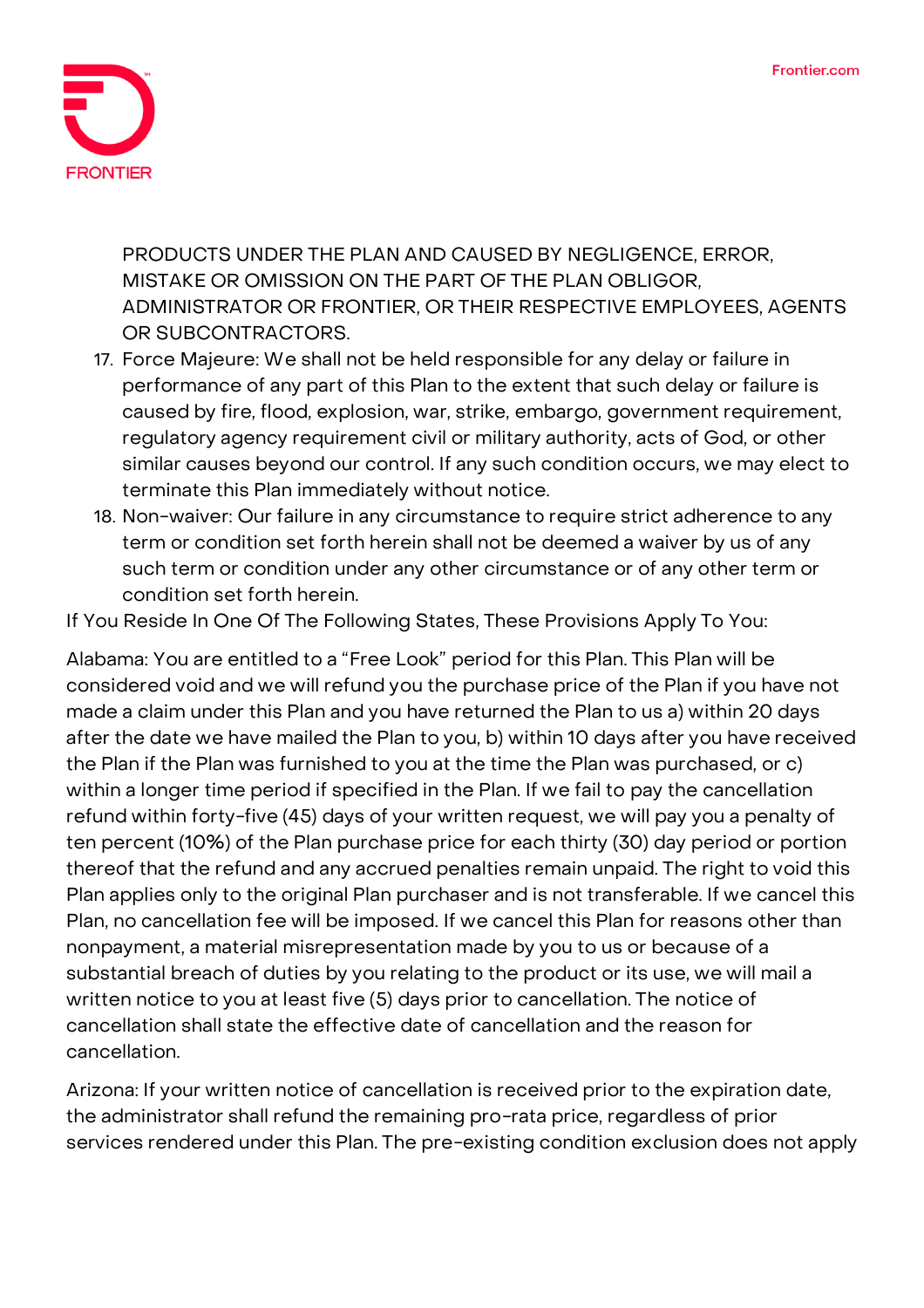PRODUCTS UNDER THE PLAN AND CAUSED BY NEGLIGENCE, ERROR, MISTAKE OR OMISSION ON THE PART OF THE PLAN OBLIGOR, ADMINISTRATOR OR FRONTIER, OR THEIR RESPECTIVE EMPLOYEES, AGENTS OR SUBCONTRACTORS.

17. Force Majeure: We shall not be held responsible for any delay or failure in performance of any part of this Plan to the extent that such delay or failure is caused by fire, flood, explosion, war, strike, embargo, government requirement, regulatory agency requirement civil or military authority, acts of God, or other similar causes beyond our control. If any such condition occurs, we may elect to terminate this Plan immediately without notice.
18. Non-waiver: Our failure in any circumstance to require strict adherence to any term or condition set forth herein shall not be deemed a waiver by us of any such term or condition under any other circumstance or of any other term or condition set forth herein.

If You Reside In One Of The Following States, These Provisions Apply To You:

Alabama: You are entitled to a "Free Look" period for this Plan. This Plan will be considered void and we will refund you the purchase price of the Plan if you have not made a claim under this Plan and you have returned the Plan to us a) within 20 days after the date we have mailed the Plan to you, b) within 10 days after you have received the Plan if the Plan was furnished to you at the time the Plan was purchased, or c) within a longer time period if specified in the Plan. If we fail to pay the cancellation refund within forty-five (45) days of your written request, we will pay you a penalty of ten percent (10%) of the Plan purchase price for each thirty (30) day period or portion thereof that the refund and any accrued penalties remain unpaid. The right to void this Plan applies only to the original Plan purchaser and is not transferable. If we cancel this Plan, no cancellation fee will be imposed. If we cancel this Plan for reasons other than nonpayment, a material misrepresentation made by you to us or because of a substantial breach of duties by you relating to the product or its use, we will mail a written notice to you at least five (5) days prior to cancellation. The notice of cancellation shall state the effective date of cancellation and the reason for cancellation.

Arizona: If your written notice of cancellation is received prior to the expiration date, the administrator shall refund the remaining pro-rata price, regardless of prior services rendered under this Plan. The pre-existing condition exclusion does not apply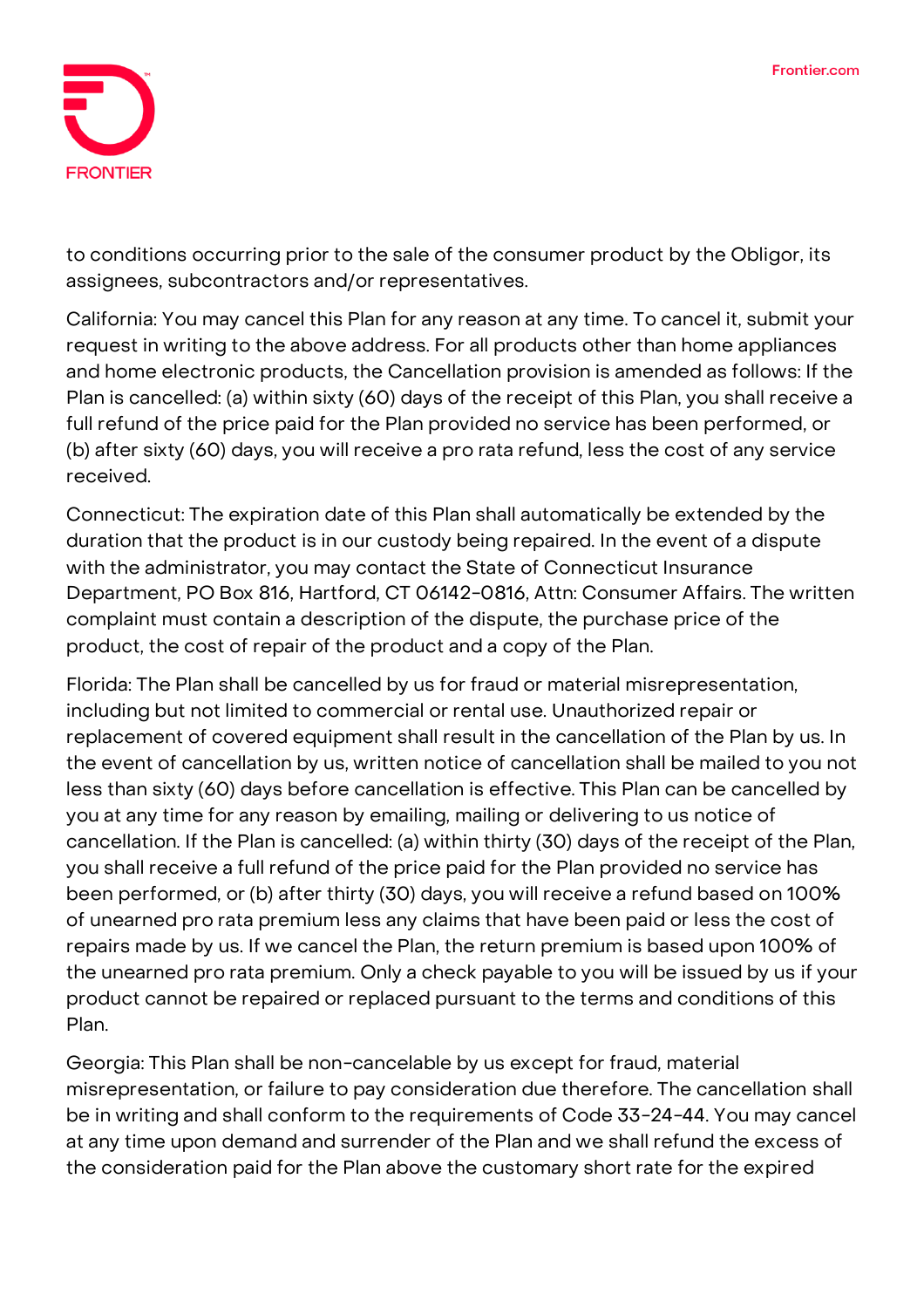to conditions occurring prior to the sale of the consumer product by the Obligor, its assignees, subcontractors and/or representatives.

California: You may cancel this Plan for any reason at any time. To cancel it, submit your request in writing to the above address. For all products other than home appliances and home electronic products, the Cancellation provision is amended as follows: If the Plan is cancelled: (a) within sixty (60) days of the receipt of this Plan, you shall receive a full refund of the price paid for the Plan provided no service has been performed, or (b) after sixty (60) days, you will receive a pro rata refund, less the cost of any service received.

Connecticut: The expiration date of this Plan shall automatically be extended by the duration that the product is in our custody being repaired. In the event of a dispute with the administrator, you may contact the State of Connecticut Insurance Department, PO Box 816, Hartford, CT 06142-0816, Attn: Consumer Affairs. The written complaint must contain a description of the dispute, the purchase price of the product, the cost of repair of the product and a copy of the Plan.

Florida: The Plan shall be cancelled by us for fraud or material misrepresentation, including but not limited to commercial or rental use. Unauthorized repair or replacement of covered equipment shall result in the cancellation of the Plan by us. In the event of cancellation by us, written notice of cancellation shall be mailed to you not less than sixty (60) days before cancellation is effective. This Plan can be cancelled by you at any time for any reason by emailing, mailing or delivering to us notice of cancellation. If the Plan is cancelled: (a) within thirty (30) days of the receipt of the Plan, you shall receive a full refund of the price paid for the Plan provided no service has been performed, or (b) after thirty (30) days, you will receive a refund based on 100% of unearned pro rata premium less any claims that have been paid or less the cost of repairs made by us. If we cancel the Plan, the return premium is based upon 100% of the unearned pro rata premium. Only a check payable to you will be issued by us if your product cannot be repaired or replaced pursuant to the terms and conditions of this Plan.

Georgia: This Plan shall be non-cancelable by us except for fraud, material misrepresentation, or failure to pay consideration due therefore. The cancellation shall be in writing and shall conform to the requirements of Code 33-24-44. You may cancel at any time upon demand and surrender of the Plan and we shall refund the excess of the consideration paid for the Plan above the customary short rate for the expired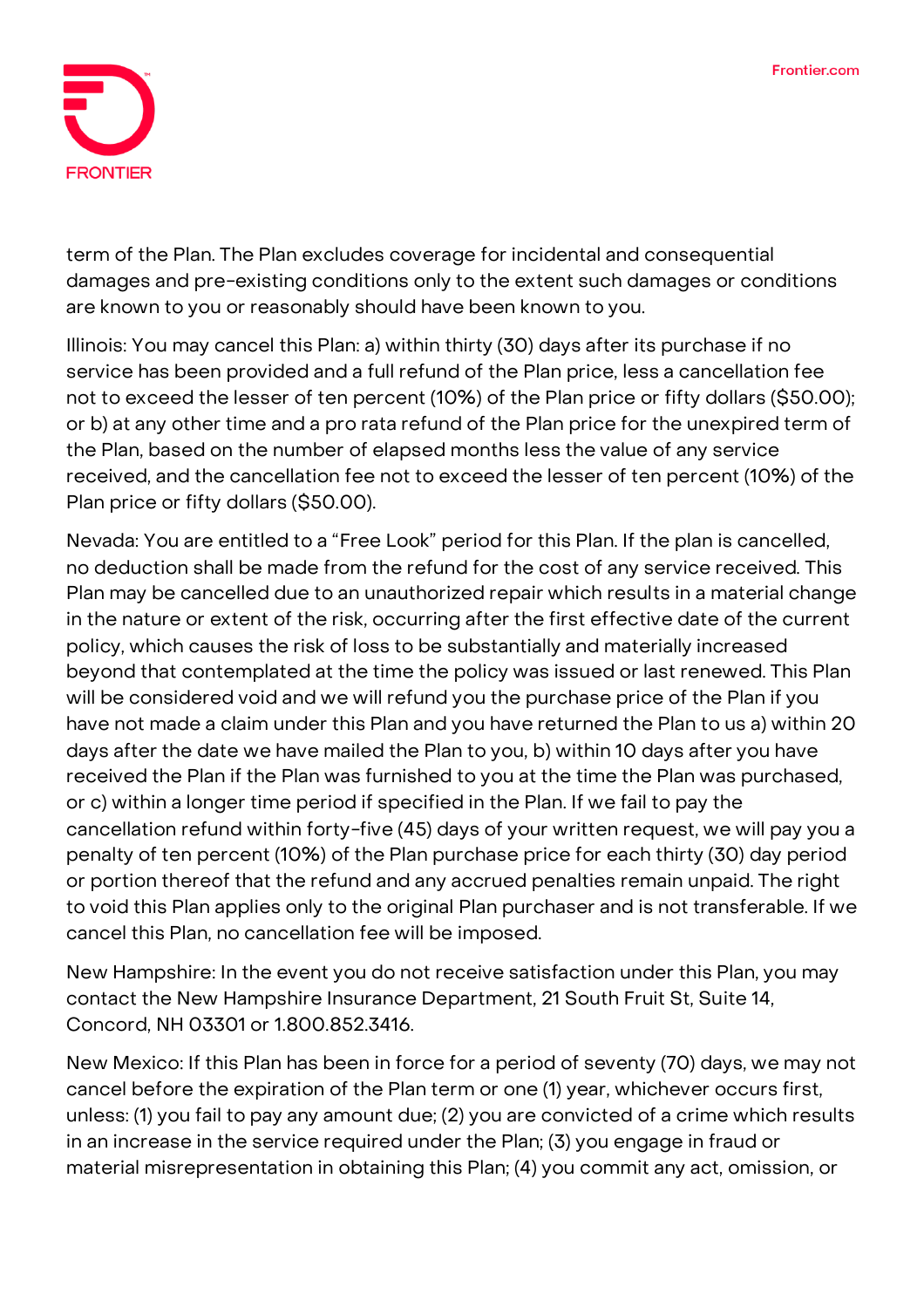term of the Plan. The Plan excludes coverage for incidental and consequential damages and pre-existing conditions only to the extent such damages or conditions are known to you or reasonably should have been known to you.

Illinois: You may cancel this Plan: a) within thirty (30) days after its purchase if no service has been provided and a full refund of the Plan price, less a cancellation fee not to exceed the lesser of ten percent (10%) of the Plan price or fifty dollars ($50.00); or b) at any other time and a pro rata refund of the Plan price for the unexpired term of the Plan, based on the number of elapsed months less the value of any service received, and the cancellation fee not to exceed the lesser of ten percent (10%) of the Plan price or fifty dollars ($50.00).

Nevada: You are entitled to a "Free Look" period for this Plan. If the plan is cancelled, no deduction shall be made from the refund for the cost of any service received. This Plan may be cancelled due to an unauthorized repair which results in a material change in the nature or extent of the risk, occurring after the first effective date of the current policy, which causes the risk of loss to be substantially and materially increased beyond that contemplated at the time the policy was issued or last renewed. This Plan will be considered void and we will refund you the purchase price of the Plan if you have not made a claim under this Plan and you have returned the Plan to us a) within 20 days after the date we have mailed the Plan to you, b) within 10 days after you have received the Plan if the Plan was furnished to you at the time the Plan was purchased, or c) within a longer time period if specified in the Plan. If we fail to pay the cancellation refund within forty-five (45) days of your written request, we will pay you a penalty of ten percent (10%) of the Plan purchase price for each thirty (30) day period or portion thereof that the refund and any accrued penalties remain unpaid. The right to void this Plan applies only to the original Plan purchaser and is not transferable. If we cancel this Plan, no cancellation fee will be imposed.

New Hampshire: In the event you do not receive satisfaction under this Plan, you may contact the New Hampshire Insurance Department, 21 South Fruit St, Suite 14, Concord, NH 03301 or 1.800.852.3416.

New Mexico: If this Plan has been in force for a period of seventy (70) days, we may not cancel before the expiration of the Plan term or one (1) year, whichever occurs first, unless: (1) you fail to pay any amount due; (2) you are convicted of a crime which results in an increase in the service required under the Plan; (3) you engage in fraud or material misrepresentation in obtaining this Plan; (4) you commit any act, omission, or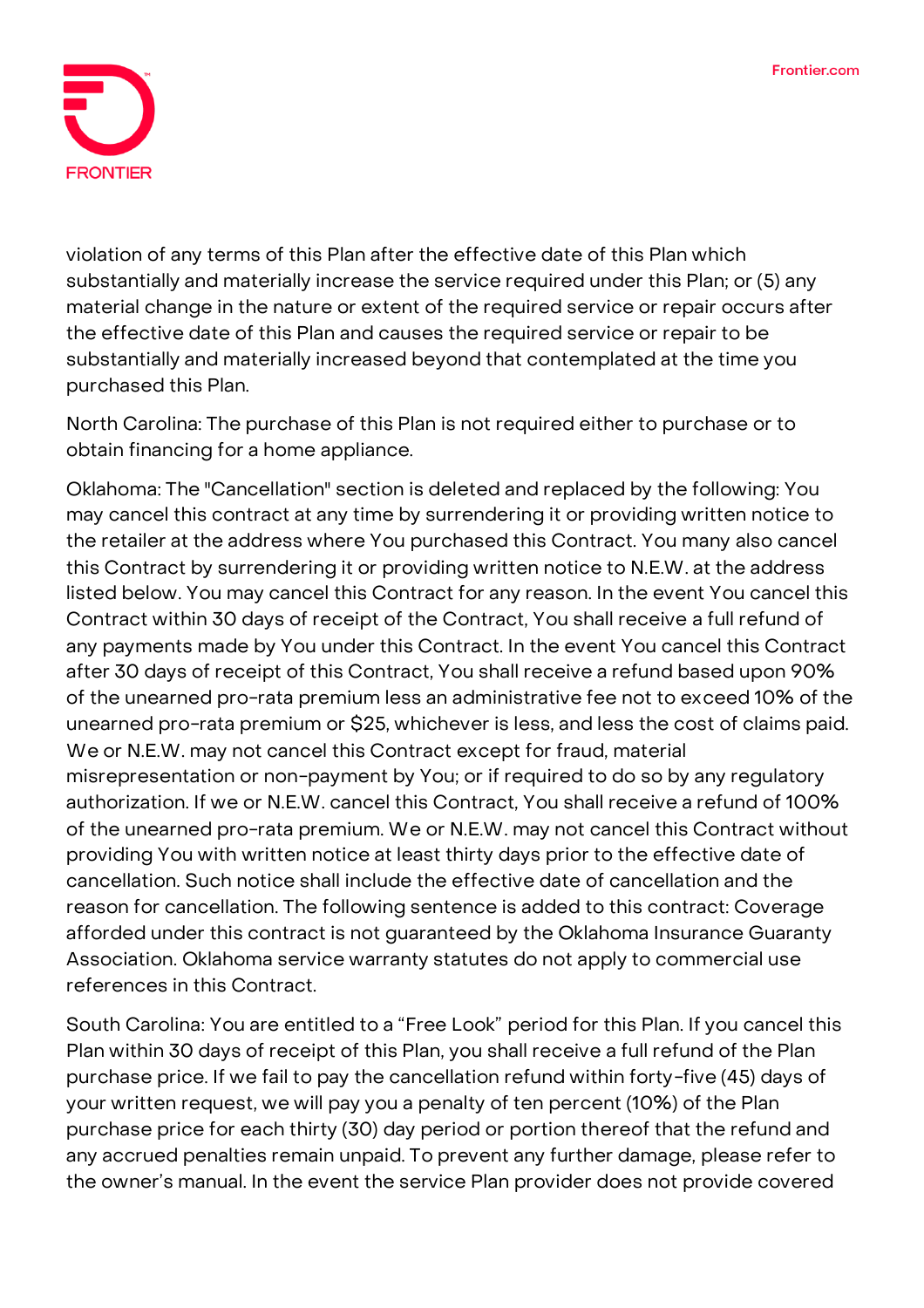violation of any terms of this Plan after the effective date of this Plan which substantially and materially increase the service required under this Plan; or (5) any material change in the nature or extent of the required service or repair occurs after the effective date of this Plan and causes the required service or repair to be substantially and materially increased beyond that contemplated at the time you purchased this Plan.

North Carolina: The purchase of this Plan is not required either to purchase or to obtain financing for a home appliance.

Oklahoma: The "Cancellation" section is deleted and replaced by the following: You may cancel this contract at any time by surrendering it or providing written notice to the retailer at the address where You purchased this Contract. You many also cancel this Contract by surrendering it or providing written notice to N.E.W. at the address listed below. You may cancel this Contract for any reason. In the event You cancel this Contract within 30 days of receipt of the Contract, You shall receive a full refund of any payments made by You under this Contract. In the event You cancel this Contract after 30 days of receipt of this Contract, You shall receive a refund based upon 90% of the unearned pro-rata premium less an administrative fee not to exceed 10% of the unearned pro-rata premium or $25, whichever is less, and less the cost of claims paid. We or N.E.W. may not cancel this Contract except for fraud, material misrepresentation or non-payment by You; or if required to do so by any regulatory authorization. If we or N.E.W. cancel this Contract, You shall receive a refund of 100% of the unearned pro-rata premium. We or N.E.W. may not cancel this Contract without providing You with written notice at least thirty days prior to the effective date of cancellation. Such notice shall include the effective date of cancellation and the reason for cancellation. The following sentence is added to this contract: Coverage afforded under this contract is not guaranteed by the Oklahoma Insurance Guaranty Association. Oklahoma service warranty statutes do not apply to commercial use references in this Contract.

South Carolina: You are entitled to a "Free Look" period for this Plan. If you cancel this Plan within 30 days of receipt of this Plan, you shall receive a full refund of the Plan purchase price. If we fail to pay the cancellation refund within forty-five (45) days of your written request, we will pay you a penalty of ten percent (10%) of the Plan purchase price for each thirty (30) day period or portion thereof that the refund and any accrued penalties remain unpaid. To prevent any further damage, please refer to the owner's manual. In the event the service Plan provider does not provide covered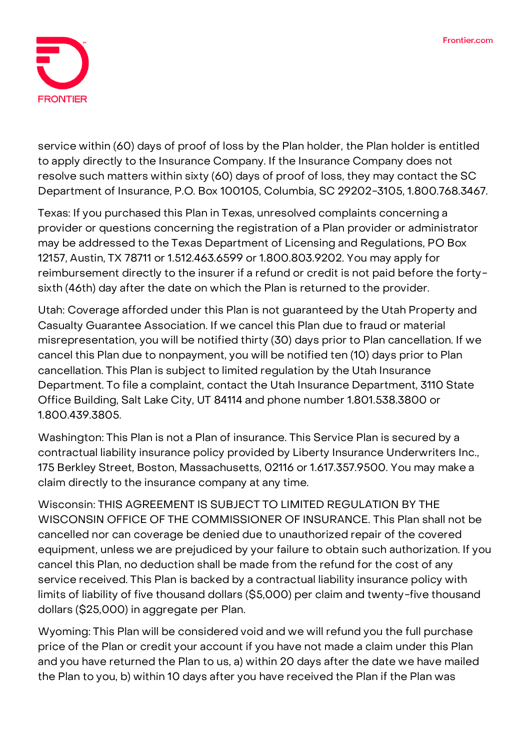service within (60) days of proof of loss by the Plan holder, the Plan holder is entitled to apply directly to the Insurance Company. If the Insurance Company does not resolve such matters within sixty (60) days of proof of loss, they may contact the SC Department of Insurance, P.O. Box 100105, Columbia, SC 29202-3105, 1.800.768.3467.

Texas: If you purchased this Plan in Texas, unresolved complaints concerning a provider or questions concerning the registration of a Plan provider or administrator may be addressed to the Texas Department of Licensing and Regulations, PO Box 12157, Austin, TX 78711 or 1.512.463.6599 or 1.800.803.9202. You may apply for reimbursement directly to the insurer if a refund or credit is not paid before the forty-sixth (46th) day after the date on which the Plan is returned to the provider.

Utah: Coverage afforded under this Plan is not guaranteed by the Utah Property and Casualty Guarantee Association. If we cancel this Plan due to fraud or material misrepresentation, you will be notified thirty (30) days prior to Plan cancellation. If we cancel this Plan due to nonpayment, you will be notified ten (10) days prior to Plan cancellation. This Plan is subject to limited regulation by the Utah Insurance Department. To file a complaint, contact the Utah Insurance Department, 3110 State Office Building, Salt Lake City, UT 84114 and phone number 1.801.538.3800 or 1.800.439.3805.

Washington: This Plan is not a Plan of insurance. This Service Plan is secured by a contractual liability insurance policy provided by Liberty Insurance Underwriters Inc., 175 Berkley Street, Boston, Massachusetts, 02116 or 1.617.357.9500. You may make a claim directly to the insurance company at any time.

Wisconsin: THIS AGREEMENT IS SUBJECT TO LIMITED REGULATION BY THE WISCONSIN OFFICE OF THE COMMISSIONER OF INSURANCE. This Plan shall not be cancelled nor can coverage be denied due to unauthorized repair of the covered equipment, unless we are prejudiced by your failure to obtain such authorization. If you cancel this Plan, no deduction shall be made from the refund for the cost of any service received. This Plan is backed by a contractual liability insurance policy with limits of liability of five thousand dollars ($5,000) per claim and twenty-five thousand dollars ($25,000) in aggregate per Plan.

Wyoming: This Plan will be considered void and we will refund you the full purchase price of the Plan or credit your account if you have not made a claim under this Plan and you have returned the Plan to us, a) within 20 days after the date we have mailed the Plan to you, b) within 10 days after you have received the Plan if the Plan was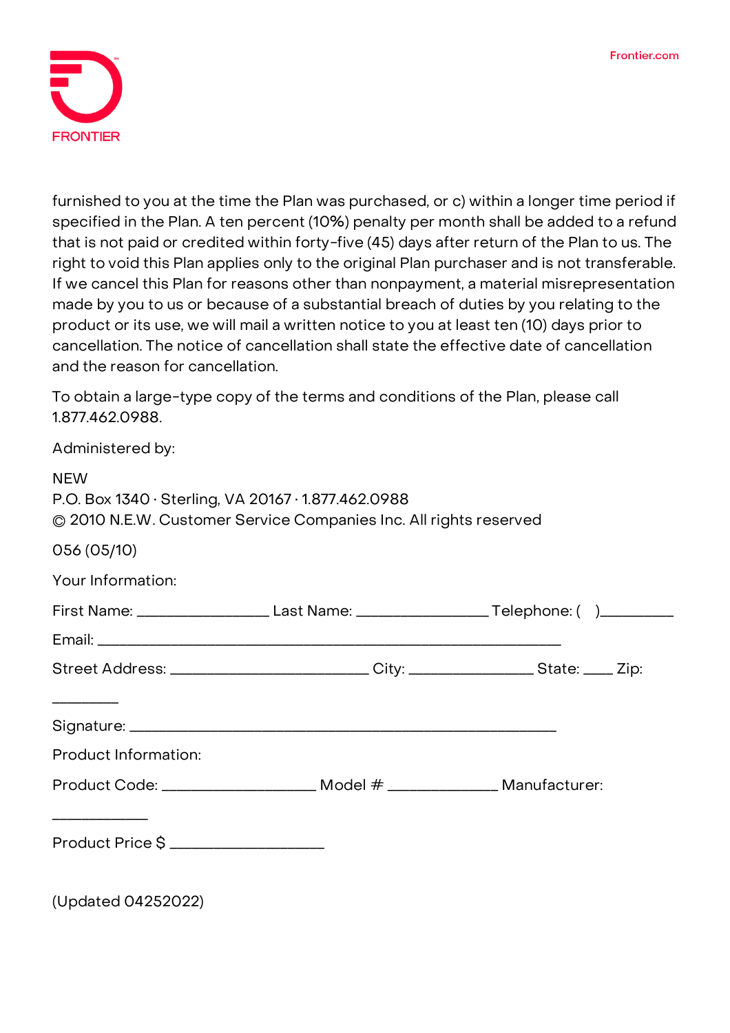furnished to you at the time the Plan was purchased, or c) within a longer time period if specified in the Plan. A ten percent (10%) penalty per month shall be added to a refund that is not paid or credited within forty-five (45) days after return of the Plan to us. The right to void this Plan applies only to the original Plan purchaser and is not transferable. If we cancel this Plan for reasons other than nonpayment, a material misrepresentation made by you to us or because of a substantial breach of duties by you relating to the product or its use, we will mail a written notice to you at least ten (10) days prior to cancellation. The notice of cancellation shall state the effective date of cancellation and the reason for cancellation.

To obtain a large-type copy of the terms and conditions of the Plan, please call 1.877.462.0988.

Administered by:

NEW
P.O. Box 1340 · Sterling, VA 20167 · 1.877.462.0988
© 2010 N.E.W. Customer Service Companies Inc. All rights reserved

056 (05/10)

Your Information:

First Name: ________________ Last Name: ________________ Telephone: (    )_________

Email: ____________________________________________________________

Street Address: _________________________ City: _______________ State: ____ Zip: ________

Signature: ______________________________________________________

Product Information:

Product Code: ___________________ Model # ______________ Manufacturer: ____________

Product Price $ ___________________

(Updated 04252022)